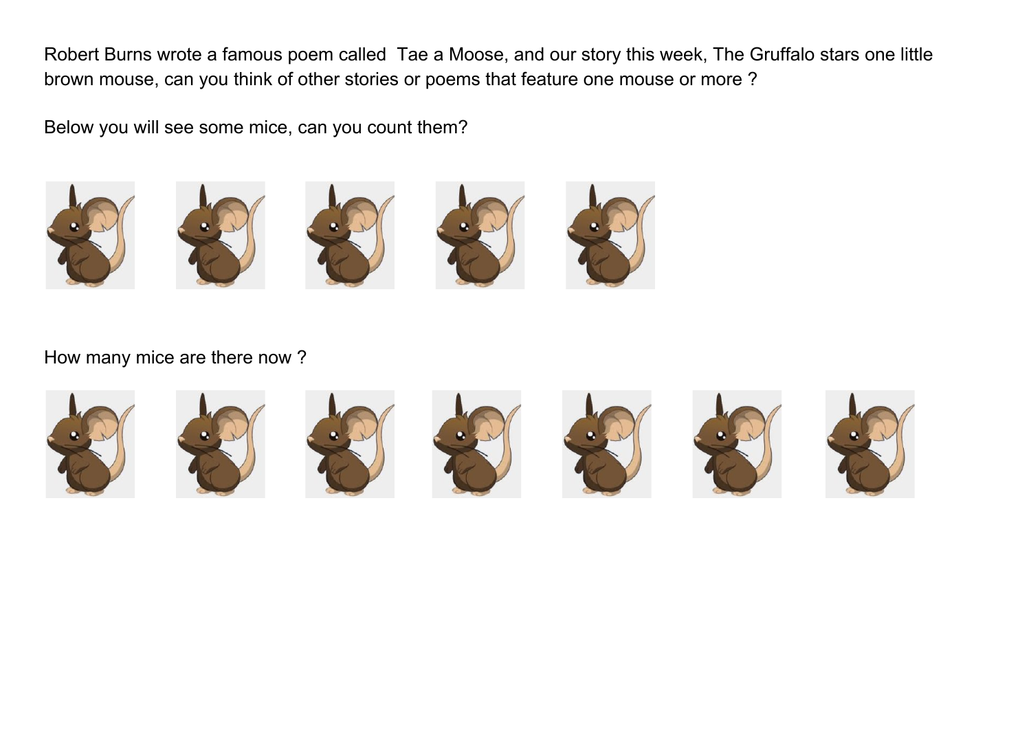Robert Burns wrote a famous poem called  Tae a Moose, and our story this week, The Gruffalo stars one little brown mouse, can you think of other stories or poems that feature one mouse or more ?

Below you will see some mice, can you count them?

How many mice are there now ?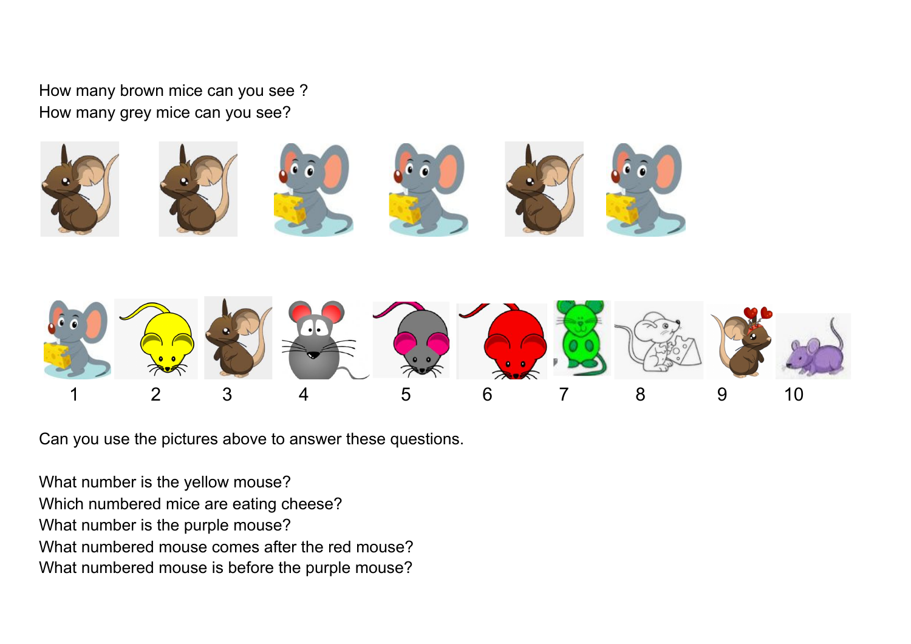How many brown mice can you see ?
How many grey mice can you see?

1 2 3 4 5 6 7 8 9 10

Can you use the pictures above to answer these questions.

What number is the yellow mouse?
Which numbered mice are eating cheese?
What number is the purple mouse?
What numbered mouse comes after the red mouse?
What numbered mouse is before the purple mouse?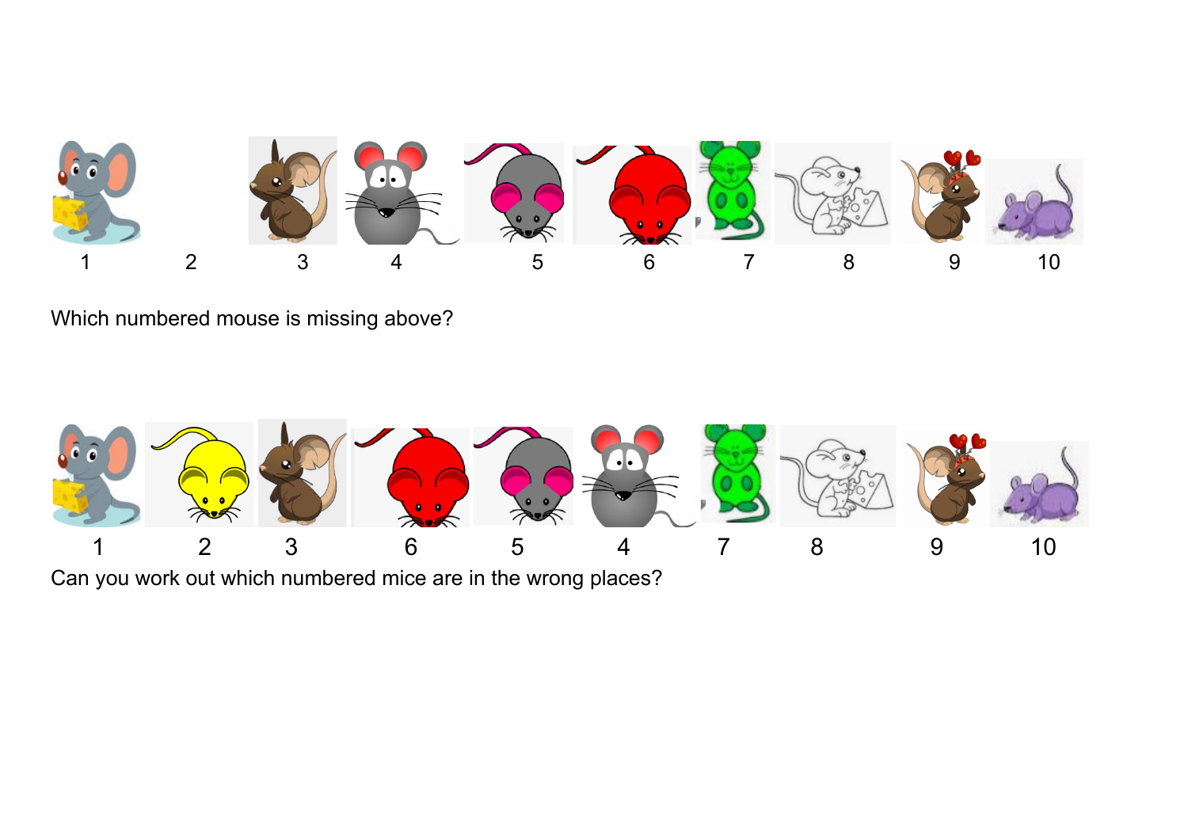1 2 3 4 5 6 7 8 9 10

Which numbered mouse is missing above?

1 2 3 6 5 4 7 8 9 10

Can you work out which numbered mice are in the wrong places?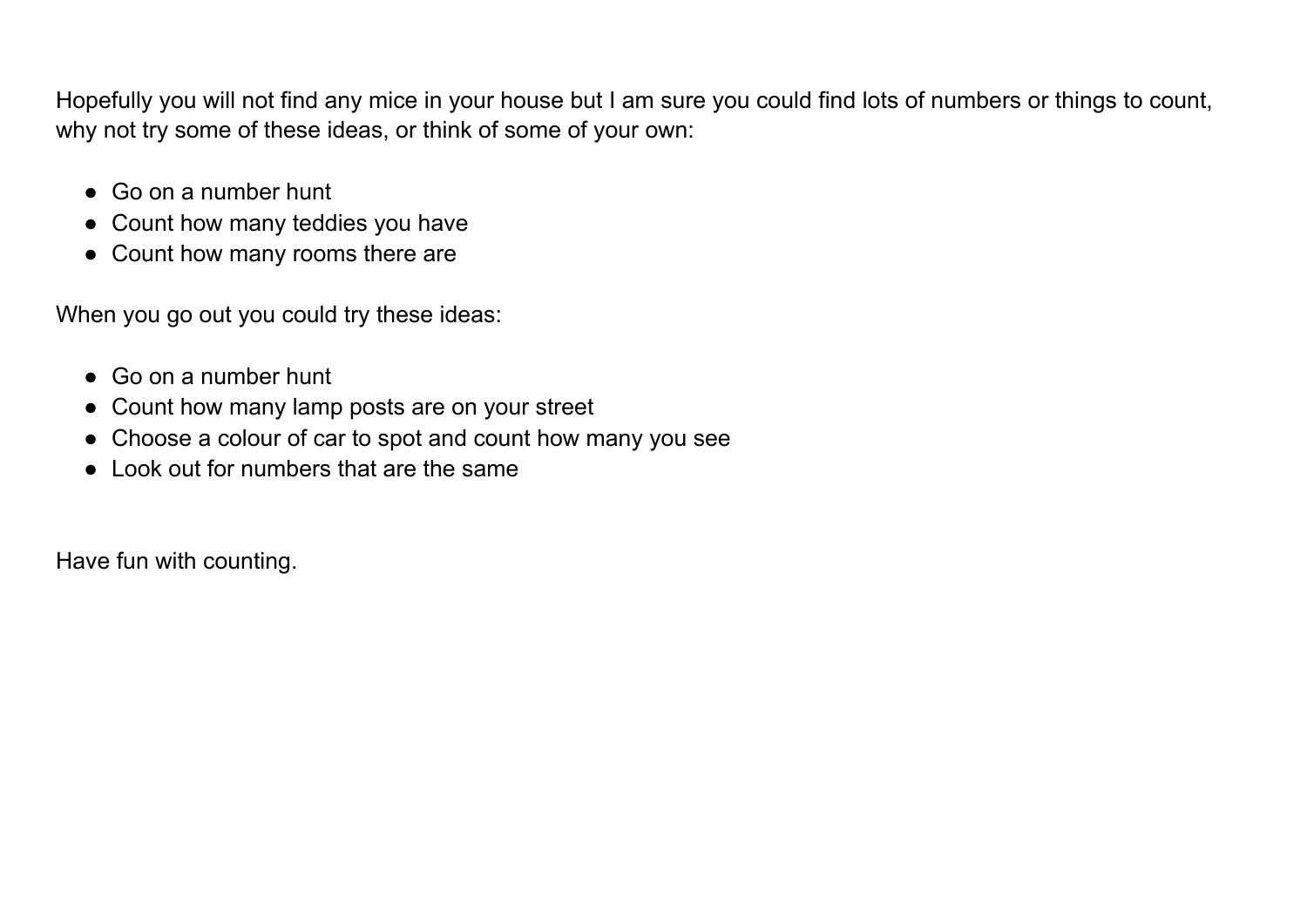Hopefully you will not find any mice in your house but I am sure you could find lots of numbers or things to count, why not try some of these ideas, or think of some of your own:

- Go on a number hunt
- Count how many teddies you have
- Count how many rooms there are

When you go out you could try these ideas:

- Go on a number hunt
- Count how many lamp posts are on your street
- Choose a colour of car to spot and count how many you see
- Look out for numbers that are the same

Have fun with counting.